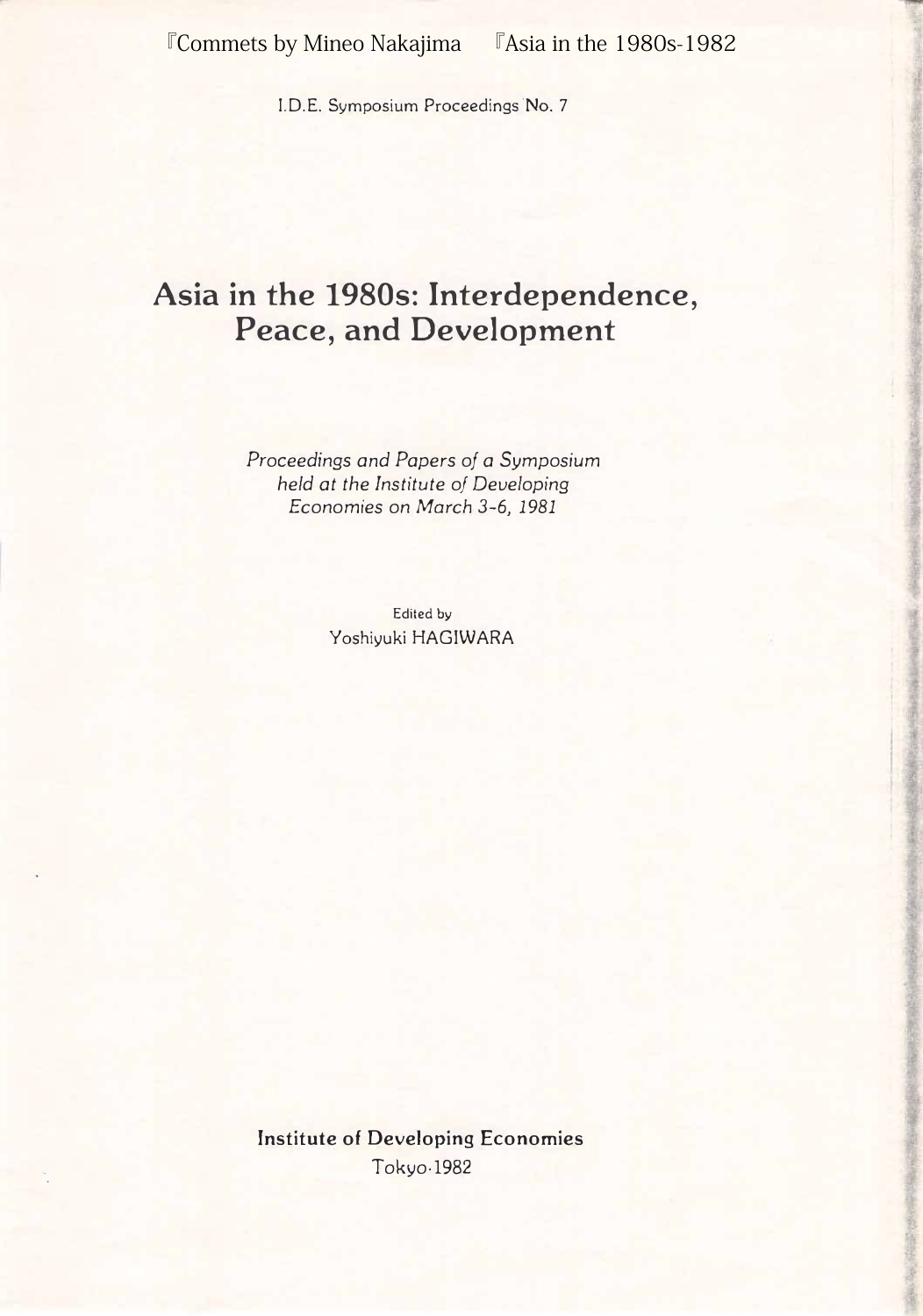『Commets by Mineo Nakajima 『Asia in the 1980s-1982

I.D.E. Symposium Proceedings No. 7

# Asia in the 1980s: Interdependence, Peace, and Development

*Proceedings and Papers of a Symposium held at the Institute of Developing Economies on March 3-6, 1981*

Edited by
Yoshiyuki HAGIWARA

**Institute of Developing Economies**
Tokyo·1982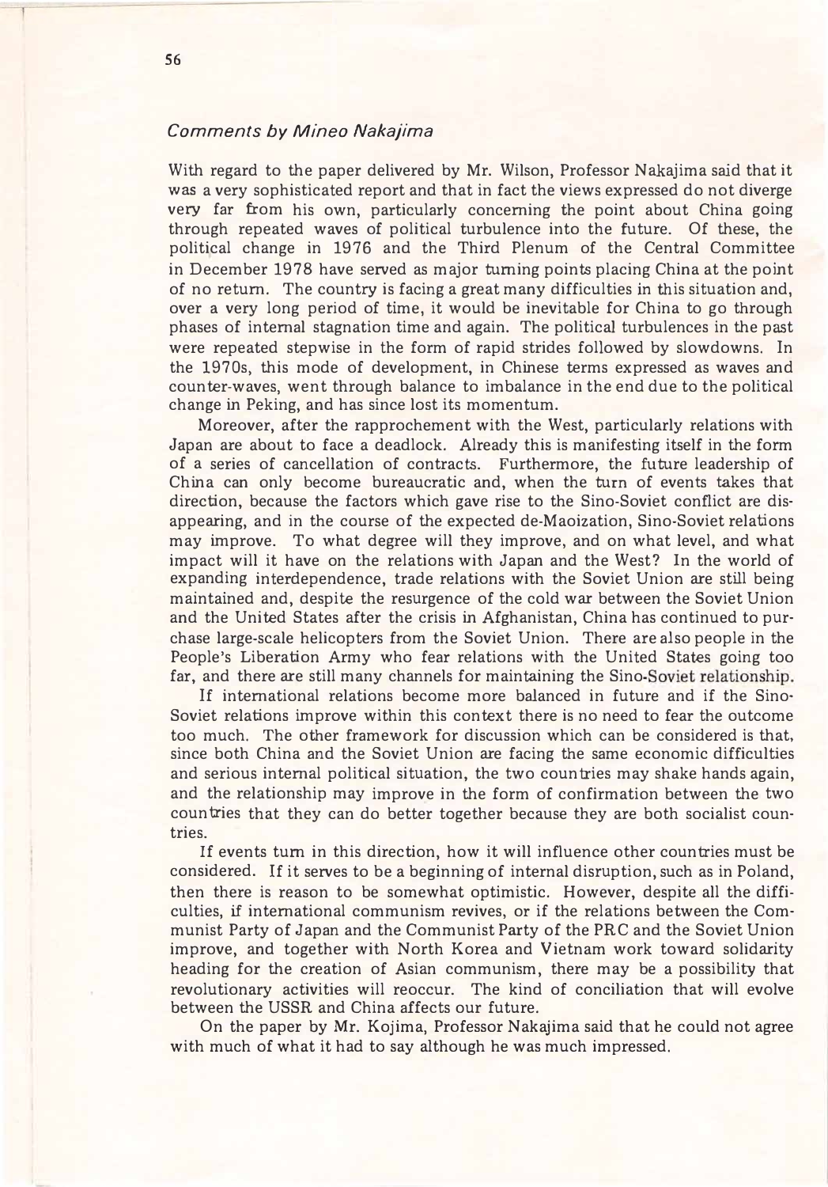### *Comments by Mineo Nakajima*

With regard to the paper delivered by Mr. Wilson, Professor Nakajima said that it was a very sophisticated report and that in fact the views expressed do not diverge very far from his own, particularly concerning the point about China going through repeated waves of political turbulence into the future. Of these, the political change in 1976 and the Third Plenum of the Central Committee in December 1978 have served as major turning points placing China at the point of no return. The country is facing a great many difficulties in this situation and, over a very long period of time, it would be inevitable for China to go through phases of internal stagnation time and again. The political turbulences in the past were repeated stepwise in the form of rapid strides followed by slowdowns. In the 1970s, this mode of development, in Chinese terms expressed as waves and counter-waves, went through balance to imbalance in the end due to the political change in Peking, and has since lost its momentum.

Moreover, after the rapprochement with the West, particularly relations with Japan are about to face a deadlock. Already this is manifesting itself in the form of a series of cancellation of contracts. Furthermore, the future leadership of China can only become bureaucratic and, when the turn of events takes that direction, because the factors which gave rise to the Sino-Soviet conflict are disappearing, and in the course of the expected de-Maoization, Sino-Soviet relations may improve. To what degree will they improve, and on what level, and what impact will it have on the relations with Japan and the West? In the world of expanding interdependence, trade relations with the Soviet Union are still being maintained and, despite the resurgence of the cold war between the Soviet Union and the United States after the crisis in Afghanistan, China has continued to purchase large-scale helicopters from the Soviet Union. There are also people in the People's Liberation Army who fear relations with the United States going too far, and there are still many channels for maintaining the Sino-Soviet relationship.

If international relations become more balanced in future and if the Sino-Soviet relations improve within this context there is no need to fear the outcome too much. The other framework for discussion which can be considered is that, since both China and the Soviet Union are facing the same economic difficulties and serious internal political situation, the two countries may shake hands again, and the relationship may improve in the form of confirmation between the two countries that they can do better together because they are both socialist countries.

If events turn in this direction, how it will influence other countries must be considered. If it serves to be a beginning of internal disruption, such as in Poland, then there is reason to be somewhat optimistic. However, despite all the difficulties, if international communism revives, or if the relations between the Communist Party of Japan and the Communist Party of the PRC and the Soviet Union improve, and together with North Korea and Vietnam work toward solidarity heading for the creation of Asian communism, there may be a possibility that revolutionary activities will reoccur. The kind of conciliation that will evolve between the USSR and China affects our future.

On the paper by Mr. Kojima, Professor Nakajima said that he could not agree with much of what it had to say although he was much impressed.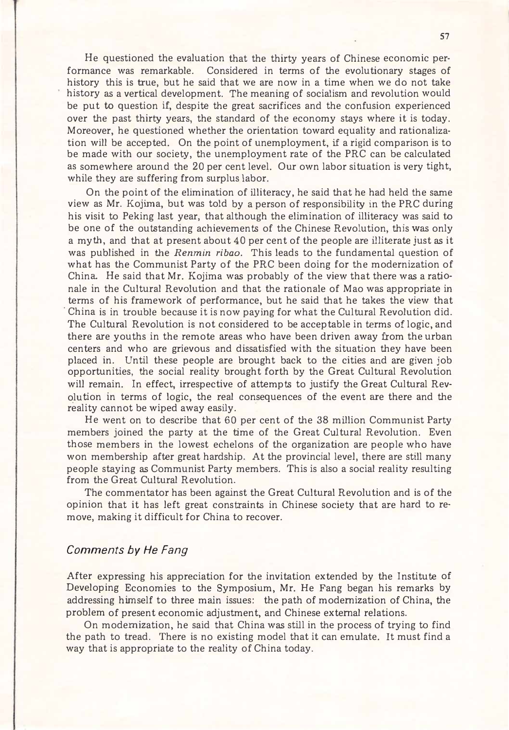He questioned the evaluation that the thirty years of Chinese economic performance was remarkable. Considered in terms of the evolutionary stages of history this is true, but he said that we are now in a time when we do not take history as a vertical development. The meaning of socialism and revolution would be put to question if, despite the great sacrifices and the confusion experienced over the past thirty years, the standard of the economy stays where it is today. Moreover, he questioned whether the orientation toward equality and rationalization will be accepted. On the point of unemployment, if a rigid comparison is to be made with our society, the unemployment rate of the PRC can be calculated as somewhere around the 20 per cent level. Our own labor situation is very tight, while they are suffering from surplus labor.

On the point of the elimination of illiteracy, he said that he had held the same view as Mr. Kojima, but was told by a person of responsibility in the PRC during his visit to Peking last year, that although the elimination of illiteracy was said to be one of the outstanding achievements of the Chinese Revolution, this was only a myth, and that at present about 40 per cent of the people are illiterate just as it was published in the *Renmin ribao*. This leads to the fundamental question of what has the Communist Party of the PRC been doing for the modernization of China. He said that Mr. Kojima was probably of the view that there was a rationale in the Cultural Revolution and that the rationale of Mao was appropriate in terms of his framework of performance, but he said that he takes the view that China is in trouble because it is now paying for what the Cultural Revolution did. The Cultural Revolution is not considered to be acceptable in terms of logic, and there are youths in the remote areas who have been driven away from the urban centers and who are grievous and dissatisfied with the situation they have been placed in. Until these people are brought back to the cities and are given job opportunities, the social reality brought forth by the Great Cultural Revolution will remain. In effect, irrespective of attempts to justify the Great Cultural Revolution in terms of logic, the real consequences of the event are there and the reality cannot be wiped away easily.

He went on to describe that 60 per cent of the 38 million Communist Party members joined the party at the time of the Great Cultural Revolution. Even those members in the lowest echelons of the organization are people who have won membership after great hardship. At the provincial level, there are still many people staying as Communist Party members. This is also a social reality resulting from the Great Cultural Revolution.

The commentator has been against the Great Cultural Revolution and is of the opinion that it has left great constraints in Chinese society that are hard to remove, making it difficult for China to recover.

### *Comments by He Fang*

After expressing his appreciation for the invitation extended by the Institute of Developing Economies to the Symposium, Mr. He Fang began his remarks by addressing himself to three main issues: the path of modernization of China, the problem of present economic adjustment, and Chinese external relations.

On modernization, he said that China was still in the process of trying to find the path to tread. There is no existing model that it can emulate. It must find a way that is appropriate to the reality of China today.